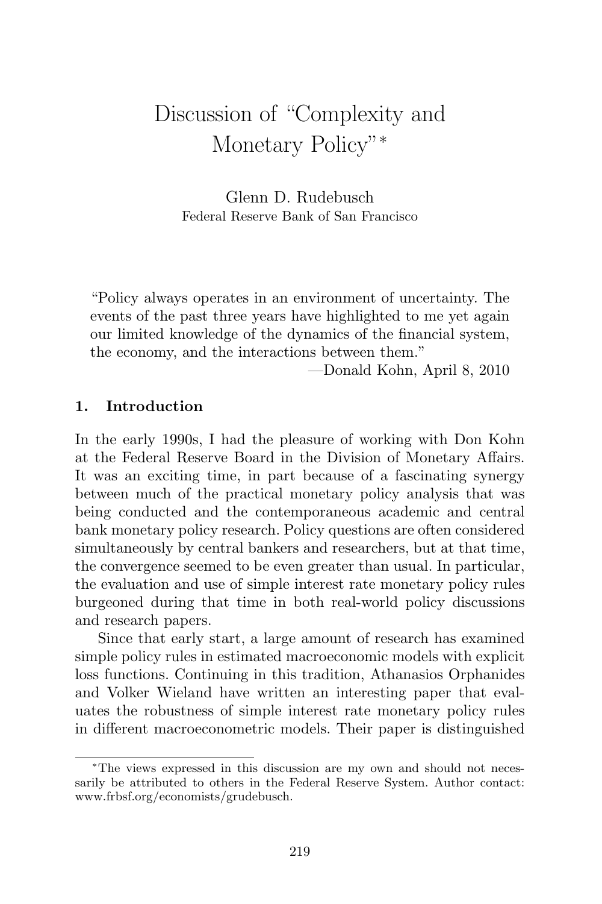# Discussion of "Complexity and Monetary Policy"*

Glenn D. Rudebusch
Federal Reserve Bank of San Francisco

> "Policy always operates in an environment of uncertainty. The events of the past three years have highlighted to me yet again our limited knowledge of the dynamics of the financial system, the economy, and the interactions between them."
>
> —Donald Kohn, April 8, 2010

## 1. Introduction

In the early 1990s, I had the pleasure of working with Don Kohn at the Federal Reserve Board in the Division of Monetary Affairs. It was an exciting time, in part because of a fascinating synergy between much of the practical monetary policy analysis that was being conducted and the contemporaneous academic and central bank monetary policy research. Policy questions are often considered simultaneously by central bankers and researchers, but at that time, the convergence seemed to be even greater than usual. In particular, the evaluation and use of simple interest rate monetary policy rules burgeoned during that time in both real-world policy discussions and research papers.

Since that early start, a large amount of research has examined simple policy rules in estimated macroeconomic models with explicit loss functions. Continuing in this tradition, Athanasios Orphanides and Volker Wieland have written an interesting paper that evaluates the robustness of simple interest rate monetary policy rules in different macroeconometric models. Their paper is distinguished

---

*The views expressed in this discussion are my own and should not necessarily be attributed to others in the Federal Reserve System. Author contact: www.frbsf.org/economists/grudebusch.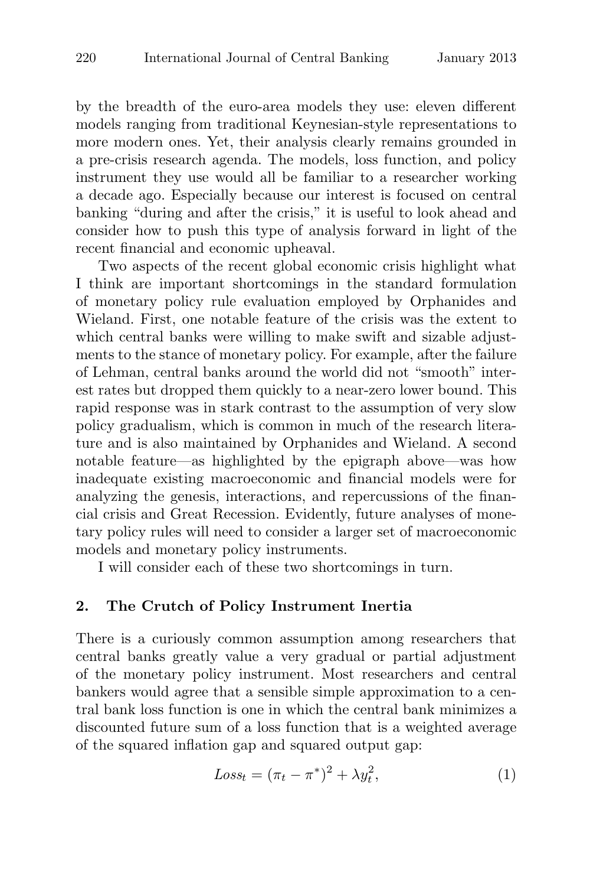by the breadth of the euro-area models they use: eleven different models ranging from traditional Keynesian-style representations to more modern ones. Yet, their analysis clearly remains grounded in a pre-crisis research agenda. The models, loss function, and policy instrument they use would all be familiar to a researcher working a decade ago. Especially because our interest is focused on central banking "during and after the crisis," it is useful to look ahead and consider how to push this type of analysis forward in light of the recent financial and economic upheaval.

Two aspects of the recent global economic crisis highlight what I think are important shortcomings in the standard formulation of monetary policy rule evaluation employed by Orphanides and Wieland. First, one notable feature of the crisis was the extent to which central banks were willing to make swift and sizable adjustments to the stance of monetary policy. For example, after the failure of Lehman, central banks around the world did not "smooth" interest rates but dropped them quickly to a near-zero lower bound. This rapid response was in stark contrast to the assumption of very slow policy gradualism, which is common in much of the research literature and is also maintained by Orphanides and Wieland. A second notable feature—as highlighted by the epigraph above—was how inadequate existing macroeconomic and financial models were for analyzing the genesis, interactions, and repercussions of the financial crisis and Great Recession. Evidently, future analyses of monetary policy rules will need to consider a larger set of macroeconomic models and monetary policy instruments.

I will consider each of these two shortcomings in turn.

## 2. The Crutch of Policy Instrument Inertia

There is a curiously common assumption among researchers that central banks greatly value a very gradual or partial adjustment of the monetary policy instrument. Most researchers and central bankers would agree that a sensible simple approximation to a central bank loss function is one in which the central bank minimizes a discounted future sum of a loss function that is a weighted average of the squared inflation gap and squared output gap:

$$Loss_t = (\pi_t - \pi^*)^2 + \lambda y_t^2, \tag{1}$$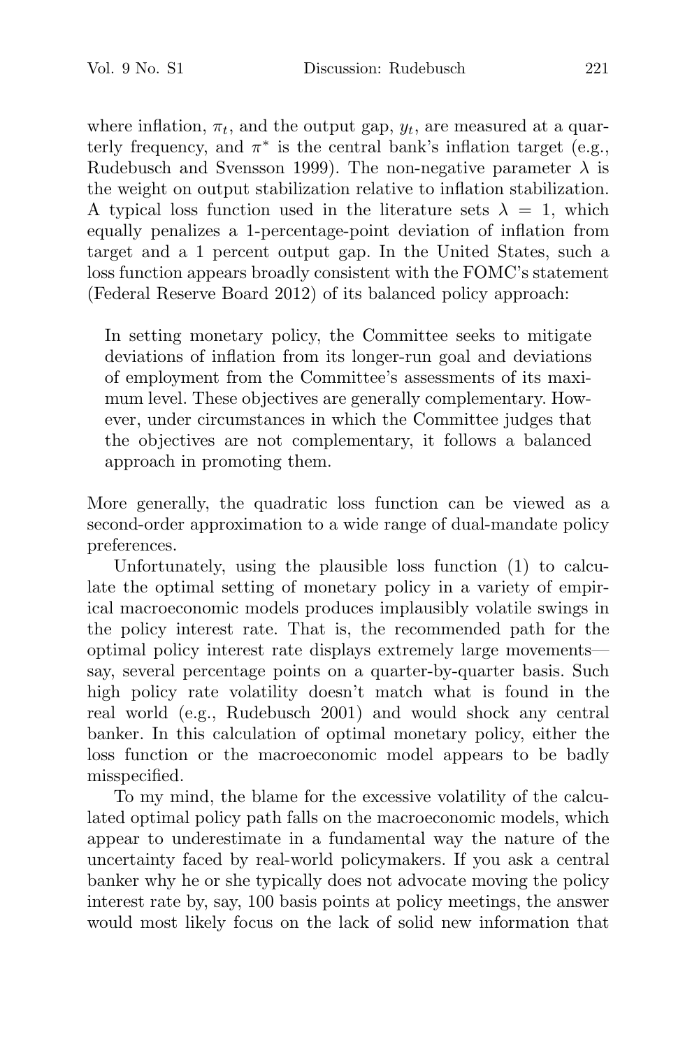where inflation, $\pi_t$, and the output gap, $y_t$, are measured at a quarterly frequency, and $\pi^*$ is the central bank's inflation target (e.g., Rudebusch and Svensson 1999). The non-negative parameter $\lambda$ is the weight on output stabilization relative to inflation stabilization. A typical loss function used in the literature sets $\lambda = 1$, which equally penalizes a 1-percentage-point deviation of inflation from target and a 1 percent output gap. In the United States, such a loss function appears broadly consistent with the FOMC's statement (Federal Reserve Board 2012) of its balanced policy approach:

> In setting monetary policy, the Committee seeks to mitigate deviations of inflation from its longer-run goal and deviations of employment from the Committee's assessments of its maximum level. These objectives are generally complementary. However, under circumstances in which the Committee judges that the objectives are not complementary, it follows a balanced approach in promoting them.

More generally, the quadratic loss function can be viewed as a second-order approximation to a wide range of dual-mandate policy preferences.

Unfortunately, using the plausible loss function (1) to calculate the optimal setting of monetary policy in a variety of empirical macroeconomic models produces implausibly volatile swings in the policy interest rate. That is, the recommended path for the optimal policy interest rate displays extremely large movements—say, several percentage points on a quarter-by-quarter basis. Such high policy rate volatility doesn't match what is found in the real world (e.g., Rudebusch 2001) and would shock any central banker. In this calculation of optimal monetary policy, either the loss function or the macroeconomic model appears to be badly misspecified.

To my mind, the blame for the excessive volatility of the calculated optimal policy path falls on the macroeconomic models, which appear to underestimate in a fundamental way the nature of the uncertainty faced by real-world policymakers. If you ask a central banker why he or she typically does not advocate moving the policy interest rate by, say, 100 basis points at policy meetings, the answer would most likely focus on the lack of solid new information that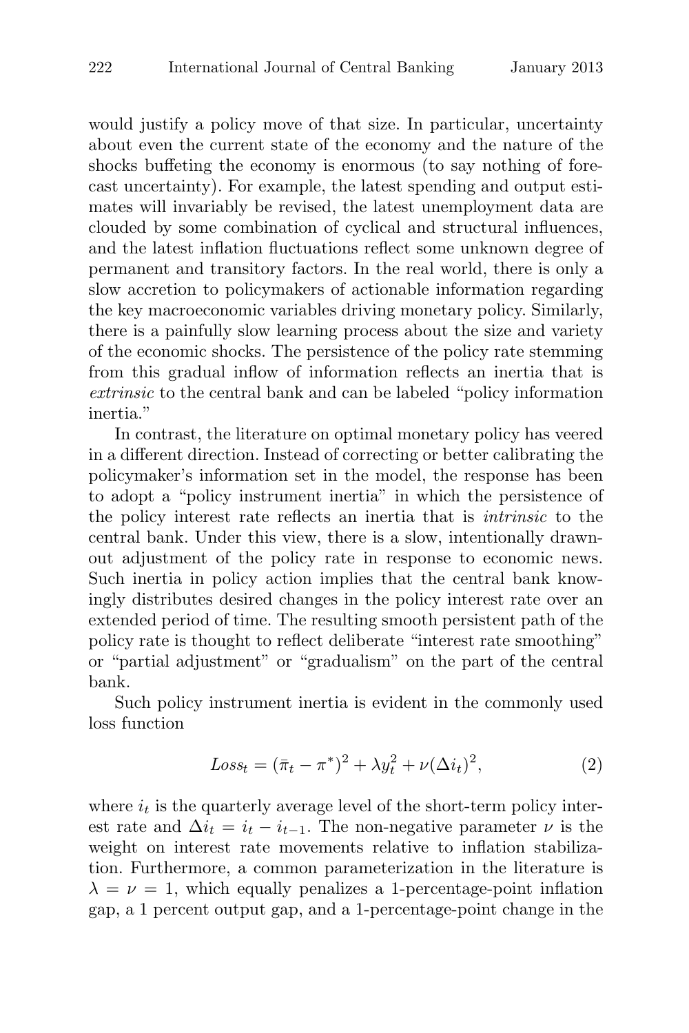would justify a policy move of that size. In particular, uncertainty about even the current state of the economy and the nature of the shocks buffeting the economy is enormous (to say nothing of forecast uncertainty). For example, the latest spending and output estimates will invariably be revised, the latest unemployment data are clouded by some combination of cyclical and structural influences, and the latest inflation fluctuations reflect some unknown degree of permanent and transitory factors. In the real world, there is only a slow accretion to policymakers of actionable information regarding the key macroeconomic variables driving monetary policy. Similarly, there is a painfully slow learning process about the size and variety of the economic shocks. The persistence of the policy rate stemming from this gradual inflow of information reflects an inertia that is *extrinsic* to the central bank and can be labeled "policy information inertia."

In contrast, the literature on optimal monetary policy has veered in a different direction. Instead of correcting or better calibrating the policymaker's information set in the model, the response has been to adopt a "policy instrument inertia" in which the persistence of the policy interest rate reflects an inertia that is *intrinsic* to the central bank. Under this view, there is a slow, intentionally drawn-out adjustment of the policy rate in response to economic news. Such inertia in policy action implies that the central bank knowingly distributes desired changes in the policy interest rate over an extended period of time. The resulting smooth persistent path of the policy rate is thought to reflect deliberate "interest rate smoothing" or "partial adjustment" or "gradualism" on the part of the central bank.

Such policy instrument inertia is evident in the commonly used loss function

$$Loss_t = (\bar{\pi}_t - \pi^*)^2 + \lambda y_t^2 + \nu(\Delta i_t)^2, \tag{2}$$

where $i_t$ is the quarterly average level of the short-term policy interest rate and $\Delta i_t = i_t - i_{t-1}$. The non-negative parameter $\nu$ is the weight on interest rate movements relative to inflation stabilization. Furthermore, a common parameterization in the literature is $\lambda = \nu = 1$, which equally penalizes a 1-percentage-point inflation gap, a 1 percent output gap, and a 1-percentage-point change in the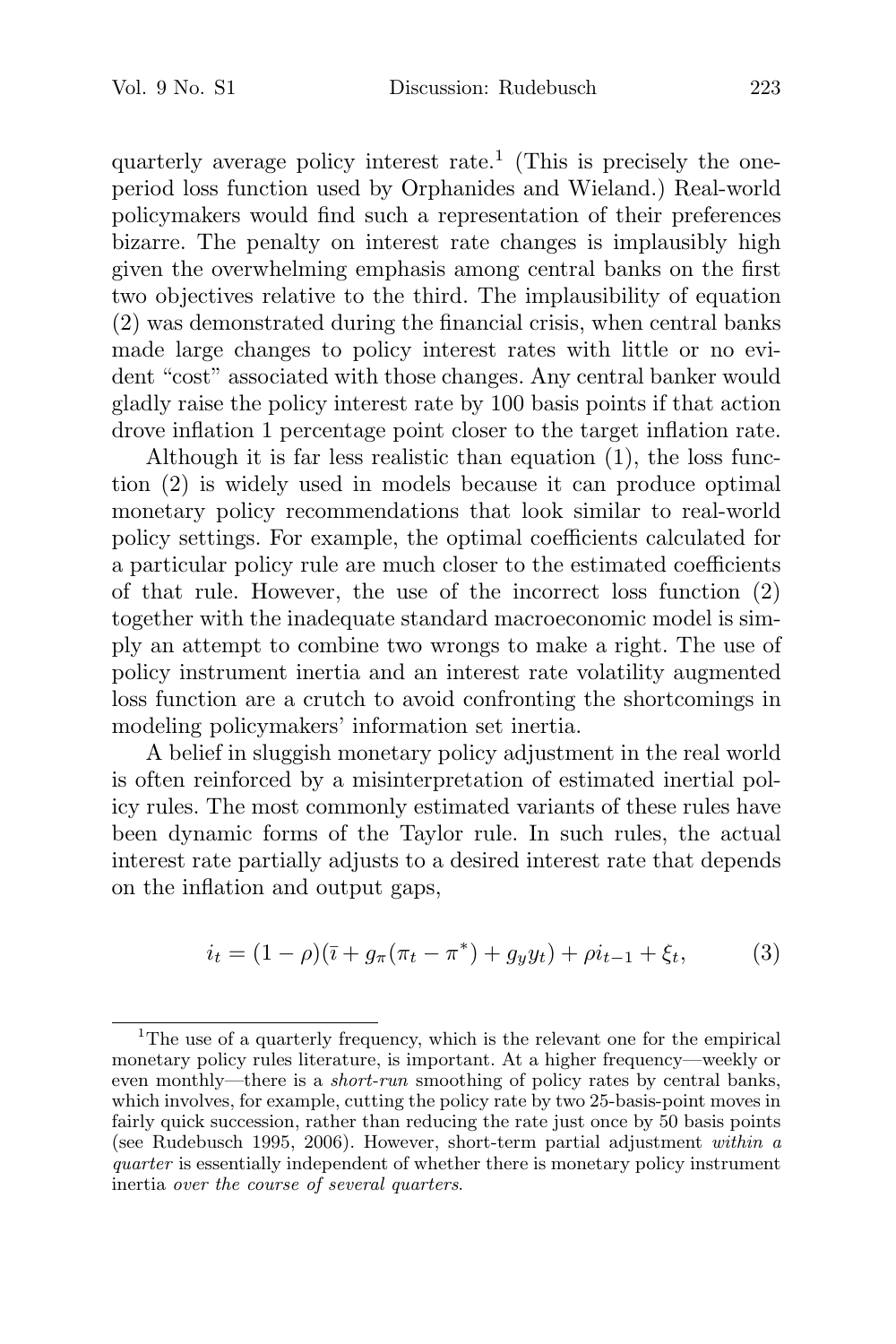quarterly average policy interest rate.[1] (This is precisely the one-period loss function used by Orphanides and Wieland.) Real-world policymakers would find such a representation of their preferences bizarre. The penalty on interest rate changes is implausibly high given the overwhelming emphasis among central banks on the first two objectives relative to the third. The implausibility of equation (2) was demonstrated during the financial crisis, when central banks made large changes to policy interest rates with little or no evident "cost" associated with those changes. Any central banker would gladly raise the policy interest rate by 100 basis points if that action drove inflation 1 percentage point closer to the target inflation rate.

Although it is far less realistic than equation (1), the loss function (2) is widely used in models because it can produce optimal monetary policy recommendations that look similar to real-world policy settings. For example, the optimal coefficients calculated for a particular policy rule are much closer to the estimated coefficients of that rule. However, the use of the incorrect loss function (2) together with the inadequate standard macroeconomic model is simply an attempt to combine two wrongs to make a right. The use of policy instrument inertia and an interest rate volatility augmented loss function are a crutch to avoid confronting the shortcomings in modeling policymakers' information set inertia.

A belief in sluggish monetary policy adjustment in the real world is often reinforced by a misinterpretation of estimated inertial policy rules. The most commonly estimated variants of these rules have been dynamic forms of the Taylor rule. In such rules, the actual interest rate partially adjusts to a desired interest rate that depends on the inflation and output gaps,

$$i_t = (1 - \rho)(\bar{\imath} + g_\pi(\pi_t - \pi^*) + g_y y_t) + \rho i_{t-1} + \xi_t, \tag{3}$$

[1] The use of a quarterly frequency, which is the relevant one for the empirical monetary policy rules literature, is important. At a higher frequency—weekly or even monthly—there is a *short-run* smoothing of policy rates by central banks, which involves, for example, cutting the policy rate by two 25-basis-point moves in fairly quick succession, rather than reducing the rate just once by 50 basis points (see Rudebusch 1995, 2006). However, short-term partial adjustment *within a quarter* is essentially independent of whether there is monetary policy instrument inertia *over the course of several quarters*.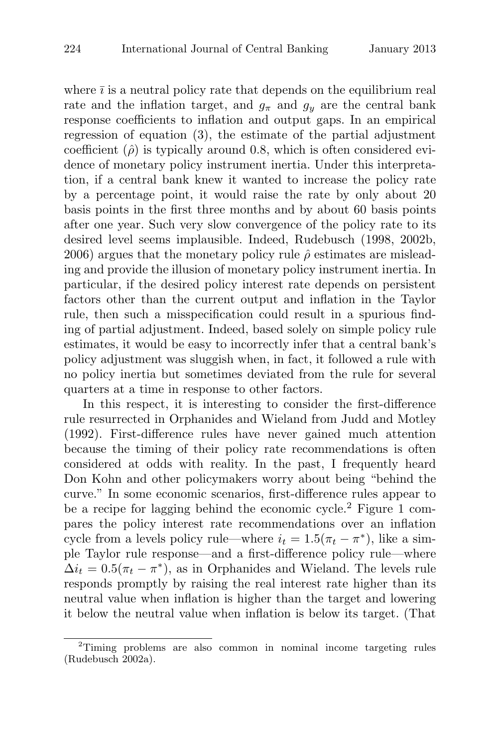where $\bar{\imath}$ is a neutral policy rate that depends on the equilibrium real rate and the inflation target, and $g_\pi$ and $g_y$ are the central bank response coefficients to inflation and output gaps. In an empirical regression of equation (3), the estimate of the partial adjustment coefficient ($\hat{\rho}$) is typically around 0.8, which is often considered evidence of monetary policy instrument inertia. Under this interpretation, if a central bank knew it wanted to increase the policy rate by a percentage point, it would raise the rate by only about 20 basis points in the first three months and by about 60 basis points after one year. Such very slow convergence of the policy rate to its desired level seems implausible. Indeed, Rudebusch (1998, 2002b, 2006) argues that the monetary policy rule $\hat{\rho}$ estimates are misleading and provide the illusion of monetary policy instrument inertia. In particular, if the desired policy interest rate depends on persistent factors other than the current output and inflation in the Taylor rule, then such a misspecification could result in a spurious finding of partial adjustment. Indeed, based solely on simple policy rule estimates, it would be easy to incorrectly infer that a central bank's policy adjustment was sluggish when, in fact, it followed a rule with no policy inertia but sometimes deviated from the rule for several quarters at a time in response to other factors.

In this respect, it is interesting to consider the first-difference rule resurrected in Orphanides and Wieland from Judd and Motley (1992). First-difference rules have never gained much attention because the timing of their policy rate recommendations is often considered at odds with reality. In the past, I frequently heard Don Kohn and other policymakers worry about being "behind the curve." In some economic scenarios, first-difference rules appear to be a recipe for lagging behind the economic cycle.[2] Figure 1 compares the policy interest rate recommendations over an inflation cycle from a levels policy rule—where $i_t = 1.5(\pi_t - \pi^*)$, like a simple Taylor rule response—and a first-difference policy rule—where $\Delta i_t = 0.5(\pi_t - \pi^*)$, as in Orphanides and Wieland. The levels rule responds promptly by raising the real interest rate higher than its neutral value when inflation is higher than the target and lowering it below the neutral value when inflation is below its target. (That

[2] Timing problems are also common in nominal income targeting rules (Rudebusch 2002a).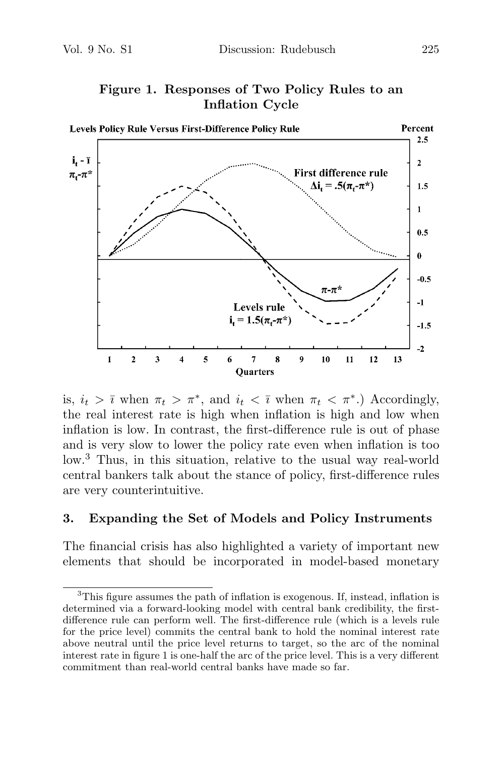**Figure 1. Responses of Two Policy Rules to an Inflation Cycle**

is, $i_t > \bar{\imath}$ when $\pi_t > \pi^*$, and $i_t < \bar{\imath}$ when $\pi_t < \pi^*$.) Accordingly, the real interest rate is high when inflation is high and low when inflation is low. In contrast, the first-difference rule is out of phase and is very slow to lower the policy rate even when inflation is too low.[3] Thus, in this situation, relative to the usual way real-world central bankers talk about the stance of policy, first-difference rules are very counterintuitive.

## 3. Expanding the Set of Models and Policy Instruments

The financial crisis has also highlighted a variety of important new elements that should be incorporated in model-based monetary

---

[3]This figure assumes the path of inflation is exogenous. If, instead, inflation is determined via a forward-looking model with central bank credibility, the first-difference rule can perform well. The first-difference rule (which is a levels rule for the price level) commits the central bank to hold the nominal interest rate above neutral until the price level returns to target, so the arc of the nominal interest rate in figure 1 is one-half the arc of the price level. This is a very different commitment than real-world central banks have made so far.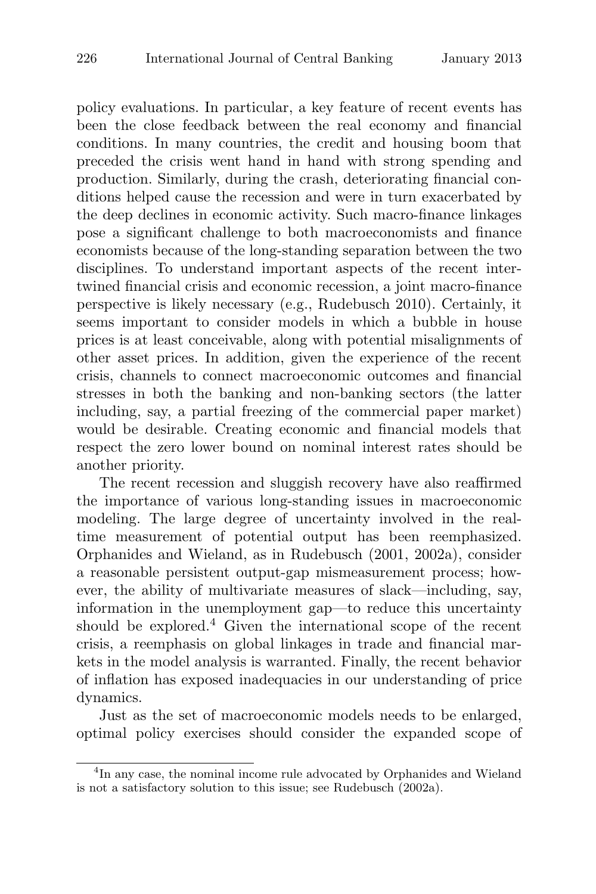policy evaluations. In particular, a key feature of recent events has been the close feedback between the real economy and financial conditions. In many countries, the credit and housing boom that preceded the crisis went hand in hand with strong spending and production. Similarly, during the crash, deteriorating financial conditions helped cause the recession and were in turn exacerbated by the deep declines in economic activity. Such macro-finance linkages pose a significant challenge to both macroeconomists and finance economists because of the long-standing separation between the two disciplines. To understand important aspects of the recent intertwined financial crisis and economic recession, a joint macro-finance perspective is likely necessary (e.g., Rudebusch 2010). Certainly, it seems important to consider models in which a bubble in house prices is at least conceivable, along with potential misalignments of other asset prices. In addition, given the experience of the recent crisis, channels to connect macroeconomic outcomes and financial stresses in both the banking and non-banking sectors (the latter including, say, a partial freezing of the commercial paper market) would be desirable. Creating economic and financial models that respect the zero lower bound on nominal interest rates should be another priority.

The recent recession and sluggish recovery have also reaffirmed the importance of various long-standing issues in macroeconomic modeling. The large degree of uncertainty involved in the real-time measurement of potential output has been reemphasized. Orphanides and Wieland, as in Rudebusch (2001, 2002a), consider a reasonable persistent output-gap mismeasurement process; however, the ability of multivariate measures of slack—including, say, information in the unemployment gap—to reduce this uncertainty should be explored.[4] Given the international scope of the recent crisis, a reemphasis on global linkages in trade and financial markets in the model analysis is warranted. Finally, the recent behavior of inflation has exposed inadequacies in our understanding of price dynamics.

Just as the set of macroeconomic models needs to be enlarged, optimal policy exercises should consider the expanded scope of

---

[4] In any case, the nominal income rule advocated by Orphanides and Wieland is not a satisfactory solution to this issue; see Rudebusch (2002a).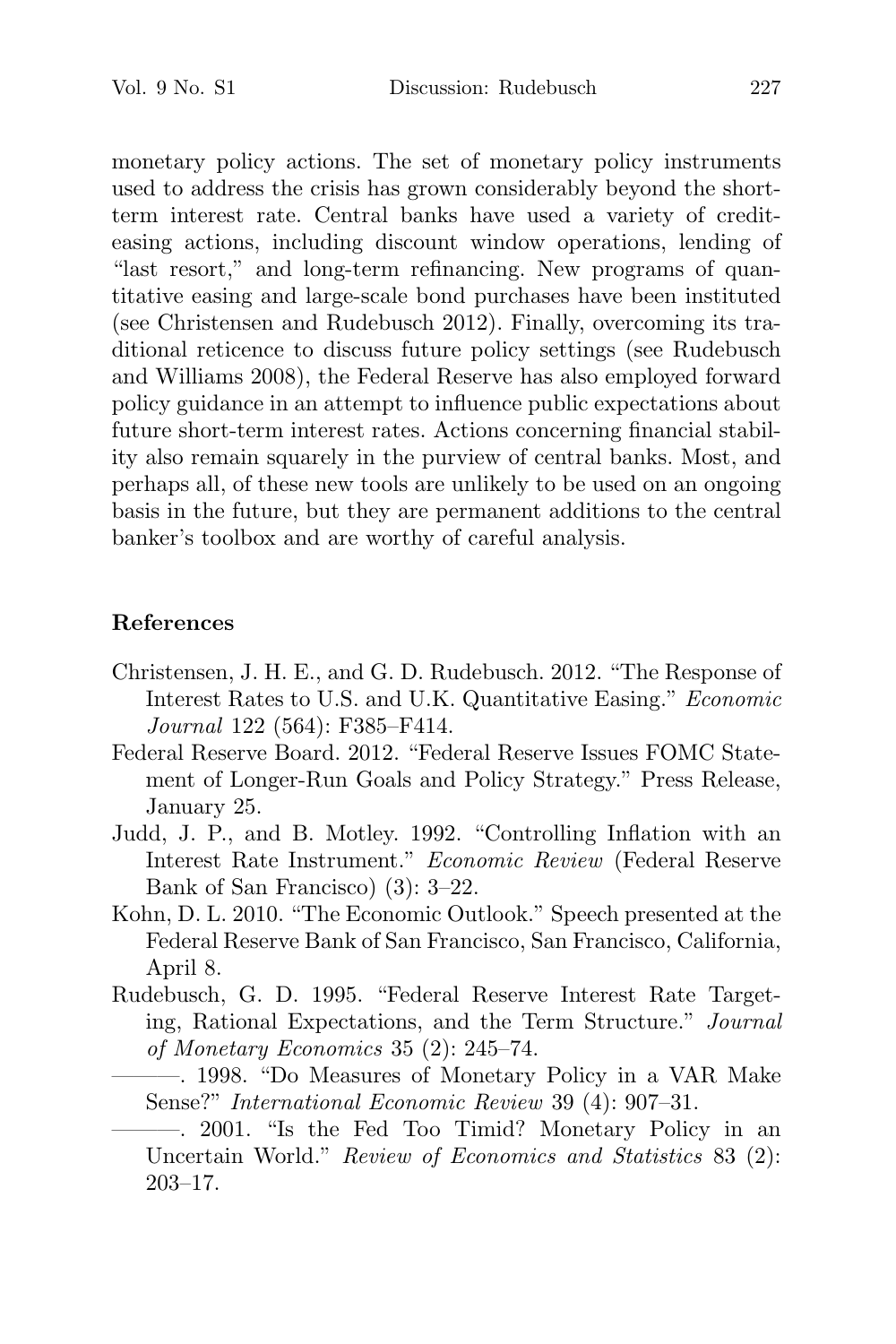monetary policy actions. The set of monetary policy instruments used to address the crisis has grown considerably beyond the short-term interest rate. Central banks have used a variety of credit-easing actions, including discount window operations, lending of "last resort," and long-term refinancing. New programs of quantitative easing and large-scale bond purchases have been instituted (see Christensen and Rudebusch 2012). Finally, overcoming its traditional reticence to discuss future policy settings (see Rudebusch and Williams 2008), the Federal Reserve has also employed forward policy guidance in an attempt to influence public expectations about future short-term interest rates. Actions concerning financial stability also remain squarely in the purview of central banks. Most, and perhaps all, of these new tools are unlikely to be used on an ongoing basis in the future, but they are permanent additions to the central banker's toolbox and are worthy of careful analysis.

## References

Christensen, J. H. E., and G. D. Rudebusch. 2012. "The Response of Interest Rates to U.S. and U.K. Quantitative Easing." *Economic Journal* 122 (564): F385–F414.

Federal Reserve Board. 2012. "Federal Reserve Issues FOMC Statement of Longer-Run Goals and Policy Strategy." Press Release, January 25.

Judd, J. P., and B. Motley. 1992. "Controlling Inflation with an Interest Rate Instrument." *Economic Review* (Federal Reserve Bank of San Francisco) (3): 3–22.

Kohn, D. L. 2010. "The Economic Outlook." Speech presented at the Federal Reserve Bank of San Francisco, San Francisco, California, April 8.

Rudebusch, G. D. 1995. "Federal Reserve Interest Rate Targeting, Rational Expectations, and the Term Structure." *Journal of Monetary Economics* 35 (2): 245–74.

———. 1998. "Do Measures of Monetary Policy in a VAR Make Sense?" *International Economic Review* 39 (4): 907–31.

———. 2001. "Is the Fed Too Timid? Monetary Policy in an Uncertain World." *Review of Economics and Statistics* 83 (2): 203–17.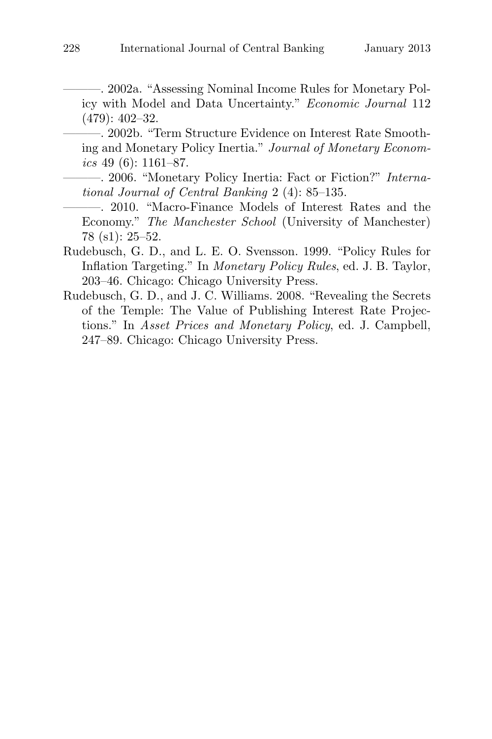———. 2002a. "Assessing Nominal Income Rules for Monetary Policy with Model and Data Uncertainty." *Economic Journal* 112 (479): 402–32.

———. 2002b. "Term Structure Evidence on Interest Rate Smoothing and Monetary Policy Inertia." *Journal of Monetary Economics* 49 (6): 1161–87.

———. 2006. "Monetary Policy Inertia: Fact or Fiction?" *International Journal of Central Banking* 2 (4): 85–135.

———. 2010. "Macro-Finance Models of Interest Rates and the Economy." *The Manchester School* (University of Manchester) 78 (s1): 25–52.

Rudebusch, G. D., and L. E. O. Svensson. 1999. "Policy Rules for Inflation Targeting." In *Monetary Policy Rules*, ed. J. B. Taylor, 203–46. Chicago: Chicago University Press.

Rudebusch, G. D., and J. C. Williams. 2008. "Revealing the Secrets of the Temple: The Value of Publishing Interest Rate Projections." In *Asset Prices and Monetary Policy*, ed. J. Campbell, 247–89. Chicago: Chicago University Press.